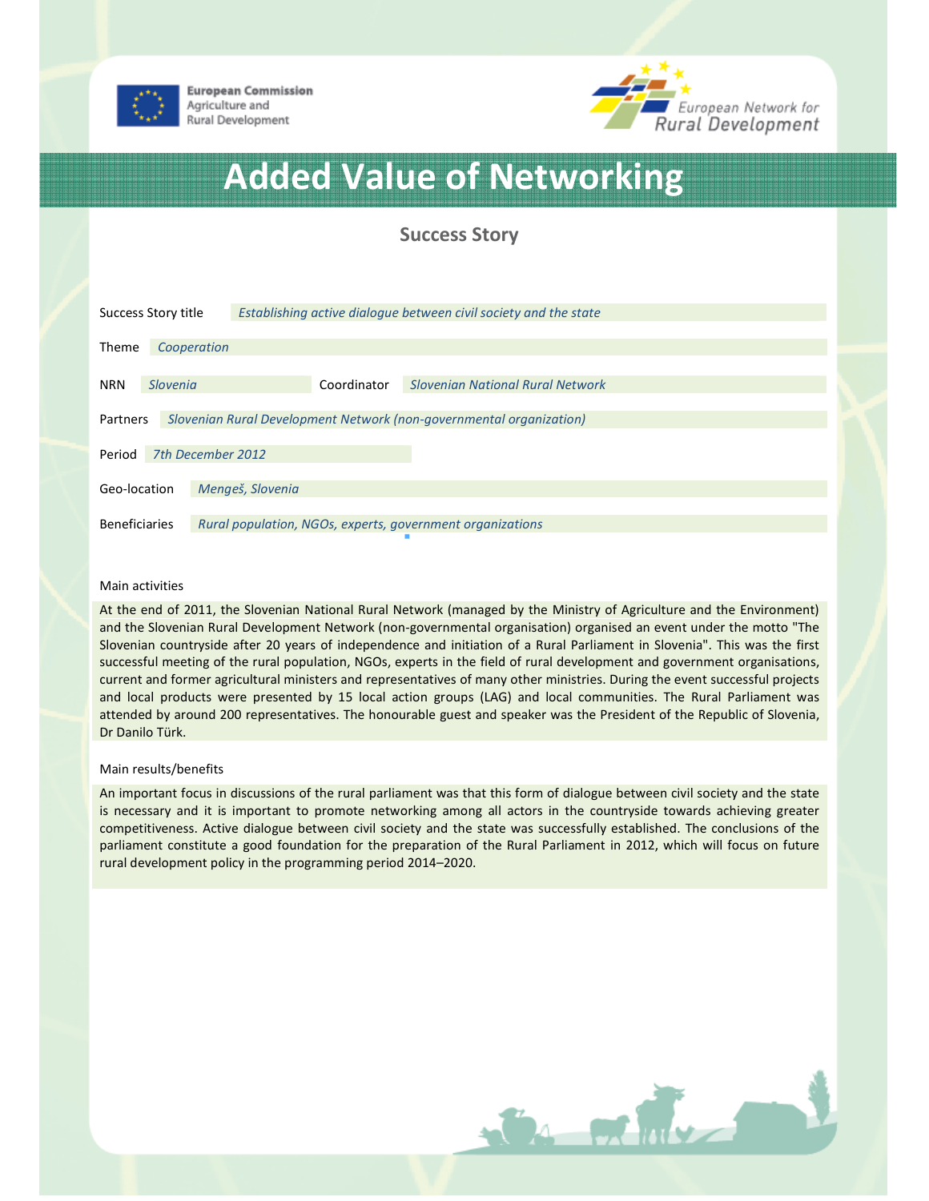European Commission
Agriculture and
Rural Development

European Network for
Rural Development

# Added Value of Networking

## Success Story

| | |
|---|---|
| Success Story title | *Establishing active dialogue between civil society and the state* |
| Theme | *Cooperation* |
| NRN | *Slovenia* |
| Coordinator | *Slovenian National Rural Network* |
| Partners | *Slovenian Rural Development Network (non-governmental organization)* |
| Period | *7th December 2012* |
| Geo-location | *Mengeš, Slovenia* |
| Beneficiaries | *Rural population, NGOs, experts, government organizations* |

### Main activities

At the end of 2011, the Slovenian National Rural Network (managed by the Ministry of Agriculture and the Environment) and the Slovenian Rural Development Network (non-governmental organisation) organised an event under the motto "The Slovenian countryside after 20 years of independence and initiation of a Rural Parliament in Slovenia". This was the first successful meeting of the rural population, NGOs, experts in the field of rural development and government organisations, current and former agricultural ministers and representatives of many other ministries. During the event successful projects and local products were presented by 15 local action groups (LAG) and local communities. The Rural Parliament was attended by around 200 representatives. The honourable guest and speaker was the President of the Republic of Slovenia, Dr Danilo Türk.

### Main results/benefits

An important focus in discussions of the rural parliament was that this form of dialogue between civil society and the state is necessary and it is important to promote networking among all actors in the countryside towards achieving greater competitiveness. Active dialogue between civil society and the state was successfully established. The conclusions of the parliament constitute a good foundation for the preparation of the Rural Parliament in 2012, which will focus on future rural development policy in the programming period 2014–2020.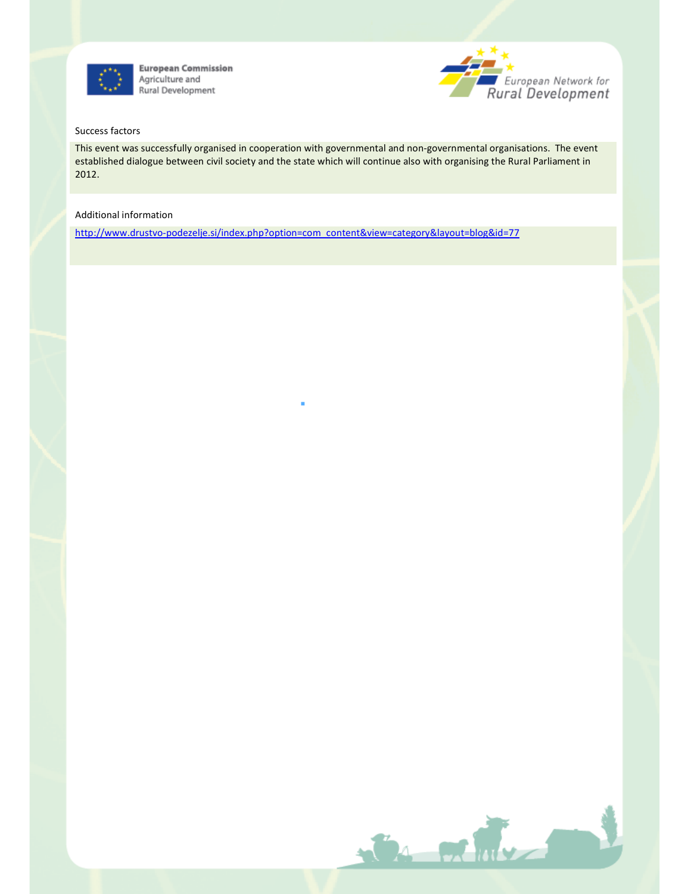Success factors

This event was successfully organised in cooperation with governmental and non-governmental organisations. The event established dialogue between civil society and the state which will continue also with organising the Rural Parliament in 2012.

Additional information

http://www.drustvo-podezelje.si/index.php?option=com_content&view=category&layout=blog&id=77